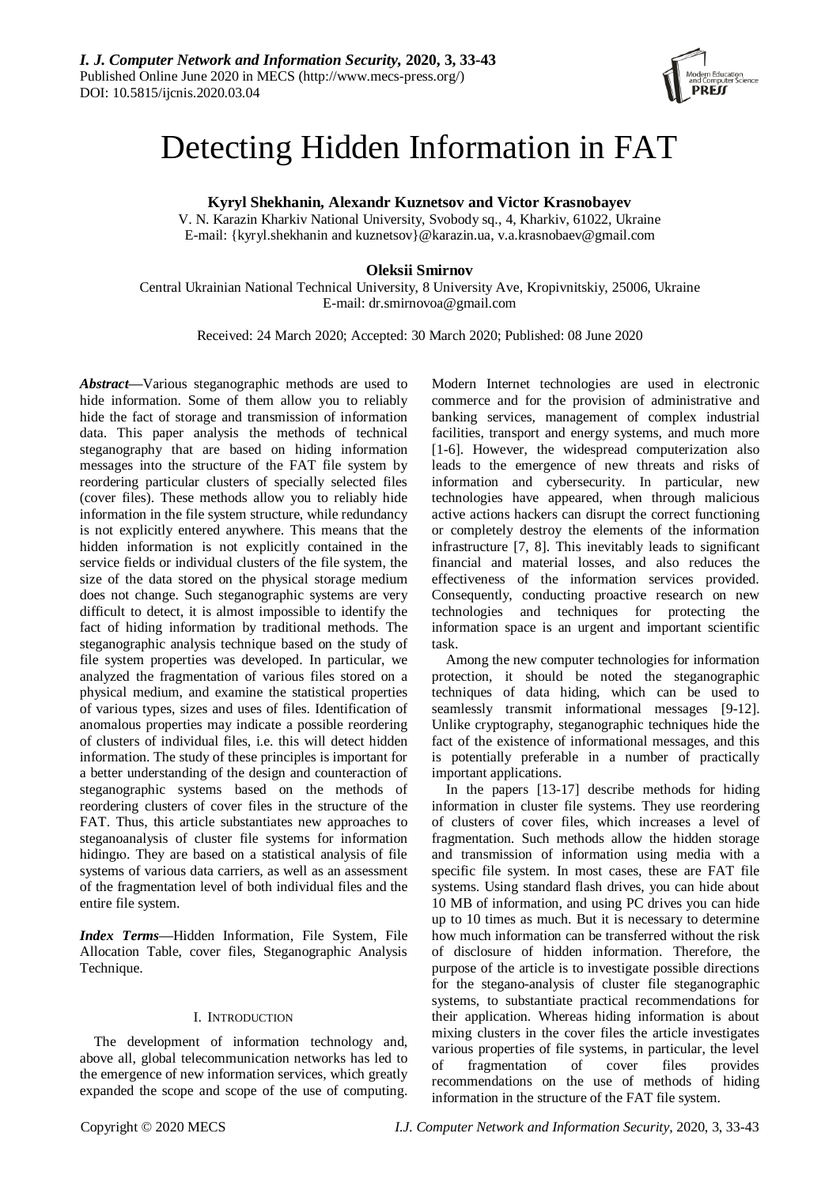# Detecting Hidden Information in FAT

**Kyryl Shekhanin, Alexandr Kuznetsov and Victor Krasnobayev**
V. N. Karazin Kharkiv National University, Svobody sq., 4, Kharkiv, 61022, Ukraine
E-mail: {kyryl.shekhanin and kuznetsov}@karazin.ua, v.a.krasnobaev@gmail.com

**Oleksii Smirnov**
Central Ukrainian National Technical University, 8 University Ave, Kropivnitskiy, 25006, Ukraine
E-mail: dr.smirnovoa@gmail.com

Received: 24 March 2020; Accepted: 30 March 2020; Published: 08 June 2020

***Abstract*****—**Various steganographic methods are used to hide information. Some of them allow you to reliably hide the fact of storage and transmission of information data. This paper analysis the methods of technical steganography that are based on hiding information messages into the structure of the FAT file system by reordering particular clusters of specially selected files (cover files). These methods allow you to reliably hide information in the file system structure, while redundancy is not explicitly entered anywhere. This means that the hidden information is not explicitly contained in the service fields or individual clusters of the file system, the size of the data stored on the physical storage medium does not change. Such steganographic systems are very difficult to detect, it is almost impossible to identify the fact of hiding information by traditional methods. The steganographic analysis technique based on the study of file system properties was developed. In particular, we analyzed the fragmentation of various files stored on a physical medium, and examine the statistical properties of various types, sizes and uses of files. Identification of anomalous properties may indicate a possible reordering of clusters of individual files, i.e. this will detect hidden information. The study of these principles is important for a better understanding of the design and counteraction of steganographic systems based on the methods of reordering clusters of cover files in the structure of the FAT. Thus, this article substantiates new approaches to steganoanalysis of cluster file systems for information hidingю. They are based on a statistical analysis of file systems of various data carriers, as well as an assessment of the fragmentation level of both individual files and the entire file system.

***Index Terms*****—**Hidden Information, File System, File Allocation Table, cover files, Steganographic Analysis Technique.

## I. Introduction

The development of information technology and, above all, global telecommunication networks has led to the emergence of new information services, which greatly expanded the scope and scope of the use of computing. Modern Internet technologies are used in electronic commerce and for the provision of administrative and banking services, management of complex industrial facilities, transport and energy systems, and much more [1-6]. However, the widespread computerization also leads to the emergence of new threats and risks of information and cybersecurity. In particular, new technologies have appeared, when through malicious active actions hackers can disrupt the correct functioning or completely destroy the elements of the information infrastructure [7, 8]. This inevitably leads to significant financial and material losses, and also reduces the effectiveness of the information services provided. Consequently, conducting proactive research on new technologies and techniques for protecting the information space is an urgent and important scientific task.

Among the new computer technologies for information protection, it should be noted the steganographic techniques of data hiding, which can be used to seamlessly transmit informational messages [9-12]. Unlike cryptography, steganographic techniques hide the fact of the existence of informational messages, and this is potentially preferable in a number of practically important applications.

In the papers [13-17] describe methods for hiding information in cluster file systems. They use reordering of clusters of cover files, which increases a level of fragmentation. Such methods allow the hidden storage and transmission of information using media with a specific file system. In most cases, these are FAT file systems. Using standard flash drives, you can hide about 10 MB of information, and using PC drives you can hide up to 10 times as much. But it is necessary to determine how much information can be transferred without the risk of disclosure of hidden information. Therefore, the purpose of the article is to investigate possible directions for the stegano-analysis of cluster file steganographic systems, to substantiate practical recommendations for their application. Whereas hiding information is about mixing clusters in the cover files the article investigates various properties of file systems, in particular, the level of fragmentation of cover files provides recommendations on the use of methods of hiding information in the structure of the FAT file system.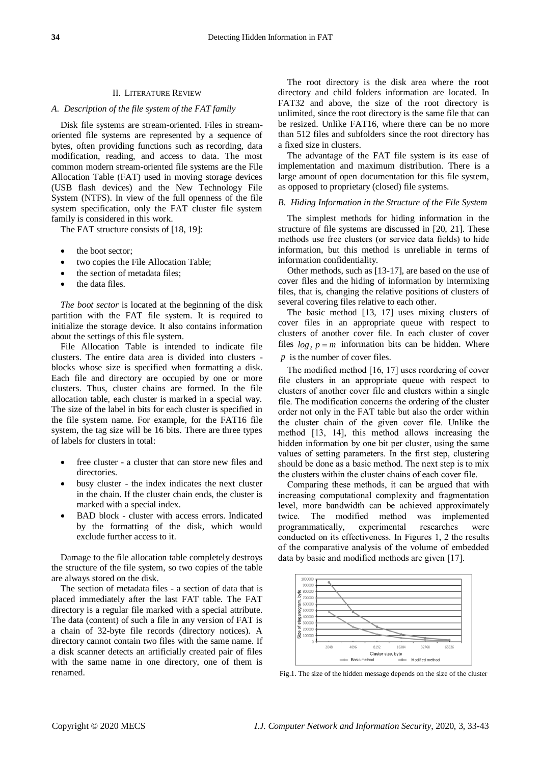## II. Literature Review

### A. Description of the file system of the FAT family

Disk file systems are stream-oriented. Files in stream-oriented file systems are represented by a sequence of bytes, often providing functions such as recording, data modification, reading, and access to data. The most common modern stream-oriented file systems are the File Allocation Table (FAT) used in moving storage devices (USB flash devices) and the New Technology File System (NTFS). In view of the full openness of the file system specification, only the FAT cluster file system family is considered in this work.

The FAT structure consists of [18, 19]:

- the boot sector;
- two copies the File Allocation Table;
- the section of metadata files;
- the data files.

*The boot sector* is located at the beginning of the disk partition with the FAT file system. It is required to initialize the storage device. It also contains information about the settings of this file system.

File Allocation Table is intended to indicate file clusters. The entire data area is divided into clusters - blocks whose size is specified when formatting a disk. Each file and directory are occupied by one or more clusters. Thus, cluster chains are formed. In the file allocation table, each cluster is marked in a special way. The size of the label in bits for each cluster is specified in the file system name. For example, for the FAT16 file system, the tag size will be 16 bits. There are three types of labels for clusters in total:

- free cluster - a cluster that can store new files and directories.
- busy cluster - the index indicates the next cluster in the chain. If the cluster chain ends, the cluster is marked with a special index.
- BAD block - cluster with access errors. Indicated by the formatting of the disk, which would exclude further access to it.

Damage to the file allocation table completely destroys the structure of the file system, so two copies of the table are always stored on the disk.

The section of metadata files - a section of data that is placed immediately after the last FAT table. The FAT directory is a regular file marked with a special attribute. The data (content) of such a file in any version of FAT is a chain of 32-byte file records (directory notices). A directory cannot contain two files with the same name. If a disk scanner detects an artificially created pair of files with the same name in one directory, one of them is renamed.

The root directory is the disk area where the root directory and child folders information are located. In FAT32 and above, the size of the root directory is unlimited, since the root directory is the same file that can be resized. Unlike FAT16, where there can be no more than 512 files and subfolders since the root directory has a fixed size in clusters.

The advantage of the FAT file system is its ease of implementation and maximum distribution. There is a large amount of open documentation for this file system, as opposed to proprietary (closed) file systems.

### B. Hiding Information in the Structure of the File System

The simplest methods for hiding information in the structure of file systems are discussed in [20, 21]. These methods use free clusters (or service data fields) to hide information, but this method is unreliable in terms of information confidentiality.

Other methods, such as [13-17], are based on the use of cover files and the hiding of information by intermixing files, that is, changing the relative positions of clusters of several covering files relative to each other.

The basic method [13, 17] uses mixing clusters of cover files in an appropriate queue with respect to clusters of another cover file. In each cluster of cover files $log_2 p = m$ information bits can be hidden. Where $p$ is the number of cover files.

The modified method [16, 17] uses reordering of cover file clusters in an appropriate queue with respect to clusters of another cover file and clusters within a single file. The modification concerns the ordering of the cluster order not only in the FAT table but also the order within the cluster chain of the given cover file. Unlike the method [13, 14], this method allows increasing the hidden information by one bit per cluster, using the same values of setting parameters. In the first step, clustering should be done as a basic method. The next step is to mix the clusters within the cluster chains of each cover file.

Comparing these methods, it can be argued that with increasing computational complexity and fragmentation level, more bandwidth can be achieved approximately twice. The modified method was implemented programmatically, experimental researches were conducted on its effectiveness. In Figures 1, 2 the results of the comparative analysis of the volume of embedded data by basic and modified methods are given [17].

Fig.1. The size of the hidden message depends on the size of the cluster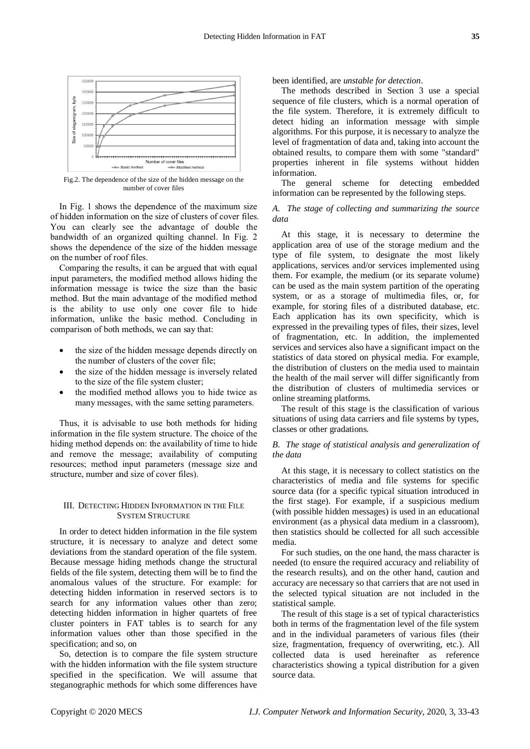Fig.2. The dependence of the size of the hidden message on the number of cover files

In Fig. 1 shows the dependence of the maximum size of hidden information on the size of clusters of cover files. You can clearly see the advantage of double the bandwidth of an organized quilting channel. In Fig. 2 shows the dependence of the size of the hidden message on the number of roof files.

Comparing the results, it can be argued that with equal input parameters, the modified method allows hiding the information message is twice the size than the basic method. But the main advantage of the modified method is the ability to use only one cover file to hide information, unlike the basic method. Concluding in comparison of both methods, we can say that:

- the size of the hidden message depends directly on the number of clusters of the cover file;
- the size of the hidden message is inversely related to the size of the file system cluster;
- the modified method allows you to hide twice as many messages, with the same setting parameters.

Thus, it is advisable to use both methods for hiding information in the file system structure. The choice of the hiding method depends on: the availability of time to hide and remove the message; availability of computing resources; method input parameters (message size and structure, number and size of cover files).

## III. Detecting Hidden Information in the File System Structure

In order to detect hidden information in the file system structure, it is necessary to analyze and detect some deviations from the standard operation of the file system. Because message hiding methods change the structural fields of the file system, detecting them will be to find the anomalous values of the structure. For example: for detecting hidden information in reserved sectors is to search for any information values other than zero; detecting hidden information in higher quartets of free cluster pointers in FAT tables is to search for any information values other than those specified in the specification; and so, on

So, detection is to compare the file system structure with the hidden information with the file system structure specified in the specification. We will assume that steganographic methods for which some differences have been identified, are *unstable for detection*.

The methods described in Section 3 use a special sequence of file clusters, which is a normal operation of the file system. Therefore, it is extremely difficult to detect hiding an information message with simple algorithms. For this purpose, it is necessary to analyze the level of fragmentation of data and, taking into account the obtained results, to compare them with some "standard" properties inherent in file systems without hidden information.

The general scheme for detecting embedded information can be represented by the following steps.

### *A. The stage of collecting and summarizing the source data*

At this stage, it is necessary to determine the application area of use of the storage medium and the type of file system, to designate the most likely applications, services and/or services implemented using them. For example, the medium (or its separate volume) can be used as the main system partition of the operating system, or as a storage of multimedia files, or, for example, for storing files of a distributed database, etc. Each application has its own specificity, which is expressed in the prevailing types of files, their sizes, level of fragmentation, etc. In addition, the implemented services and services also have a significant impact on the statistics of data stored on physical media. For example, the distribution of clusters on the media used to maintain the health of the mail server will differ significantly from the distribution of clusters of multimedia services or online streaming platforms.

The result of this stage is the classification of various situations of using data carriers and file systems by types, classes or other gradations.

### *B. The stage of statistical analysis and generalization of the data*

At this stage, it is necessary to collect statistics on the characteristics of media and file systems for specific source data (for a specific typical situation introduced in the first stage). For example, if a suspicious medium (with possible hidden messages) is used in an educational environment (as a physical data medium in a classroom), then statistics should be collected for all such accessible media.

For such studies, on the one hand, the mass character is needed (to ensure the required accuracy and reliability of the research results), and on the other hand, caution and accuracy are necessary so that carriers that are not used in the selected typical situation are not included in the statistical sample.

The result of this stage is a set of typical characteristics both in terms of the fragmentation level of the file system and in the individual parameters of various files (their size, fragmentation, frequency of overwriting, etc.). All collected data is used hereinafter as reference characteristics showing a typical distribution for a given source data.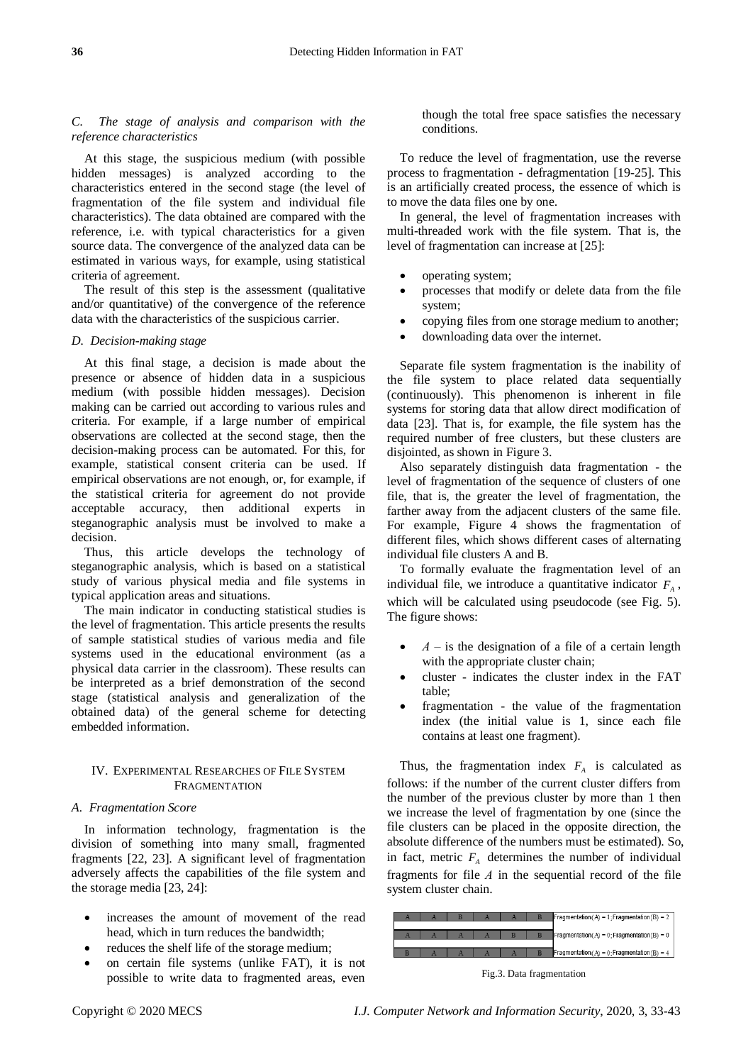### C. The stage of analysis and comparison with the reference characteristics

At this stage, the suspicious medium (with possible hidden messages) is analyzed according to the characteristics entered in the second stage (the level of fragmentation of the file system and individual file characteristics). The data obtained are compared with the reference, i.e. with typical characteristics for a given source data. The convergence of the analyzed data can be estimated in various ways, for example, using statistical criteria of agreement.

The result of this step is the assessment (qualitative and/or quantitative) of the convergence of the reference data with the characteristics of the suspicious carrier.

### D. Decision-making stage

At this final stage, a decision is made about the presence or absence of hidden data in a suspicious medium (with possible hidden messages). Decision making can be carried out according to various rules and criteria. For example, if a large number of empirical observations are collected at the second stage, then the decision-making process can be automated. For this, for example, statistical consent criteria can be used. If empirical observations are not enough, or, for example, if the statistical criteria for agreement do not provide acceptable accuracy, then additional experts in steganographic analysis must be involved to make a decision.

Thus, this article develops the technology of steganographic analysis, which is based on a statistical study of various physical media and file systems in typical application areas and situations.

The main indicator in conducting statistical studies is the level of fragmentation. This article presents the results of sample statistical studies of various media and file systems used in the educational environment (as a physical data carrier in the classroom). These results can be interpreted as a brief demonstration of the second stage (statistical analysis and generalization of the obtained data) of the general scheme for detecting embedded information.

## IV. Experimental Researches of File System Fragmentation

### A. Fragmentation Score

In information technology, fragmentation is the division of something into many small, fragmented fragments [22, 23]. A significant level of fragmentation adversely affects the capabilities of the file system and the storage media [23, 24]:

- increases the amount of movement of the read head, which in turn reduces the bandwidth;
- reduces the shelf life of the storage medium;
- on certain file systems (unlike FAT), it is not possible to write data to fragmented areas, even though the total free space satisfies the necessary conditions.

To reduce the level of fragmentation, use the reverse process to fragmentation - defragmentation [19-25]. This is an artificially created process, the essence of which is to move the data files one by one.

In general, the level of fragmentation increases with multi-threaded work with the file system. That is, the level of fragmentation can increase at [25]:

- operating system;
- processes that modify or delete data from the file system;
- copying files from one storage medium to another;
- downloading data over the internet.

Separate file system fragmentation is the inability of the file system to place related data sequentially (continuously). This phenomenon is inherent in file systems for storing data that allow direct modification of data [23]. That is, for example, the file system has the required number of free clusters, but these clusters are disjointed, as shown in Figure 3.

Also separately distinguish data fragmentation - the level of fragmentation of the sequence of clusters of one file, that is, the greater the level of fragmentation, the farther away from the adjacent clusters of the same file. For example, Figure 4 shows the fragmentation of different files, which shows different cases of alternating individual file clusters A and B.

To formally evaluate the fragmentation level of an individual file, we introduce a quantitative indicator $F_A$, which will be calculated using pseudocode (see Fig. 5). The figure shows:

- $A$ – is the designation of a file of a certain length with the appropriate cluster chain;
- cluster - indicates the cluster index in the FAT table;
- fragmentation - the value of the fragmentation index (the initial value is 1, since each file contains at least one fragment).

Thus, the fragmentation index $F_A$ is calculated as follows: if the number of the current cluster differs from the number of the previous cluster by more than 1 then we increase the level of fragmentation by one (since the file clusters can be placed in the opposite direction, the absolute difference of the numbers must be estimated). So, in fact, metric $F_A$ determines the number of individual fragments for file $A$ in the sequential record of the file system cluster chain.

| | | | | | | |
|---|---|---|---|---|---|---|
| A | A | B | A | A | B | Fragmentation(A) = 1; Fragmentation(B) = 2 |
| A | A | A | A | B | B | Fragmentation(A) = 0; Fragmentation(B) = 0 |
| B | A | A | A | A | B | Fragmentation(A) = 0; Fragmentation(B) = 4 |

Fig.3. Data fragmentation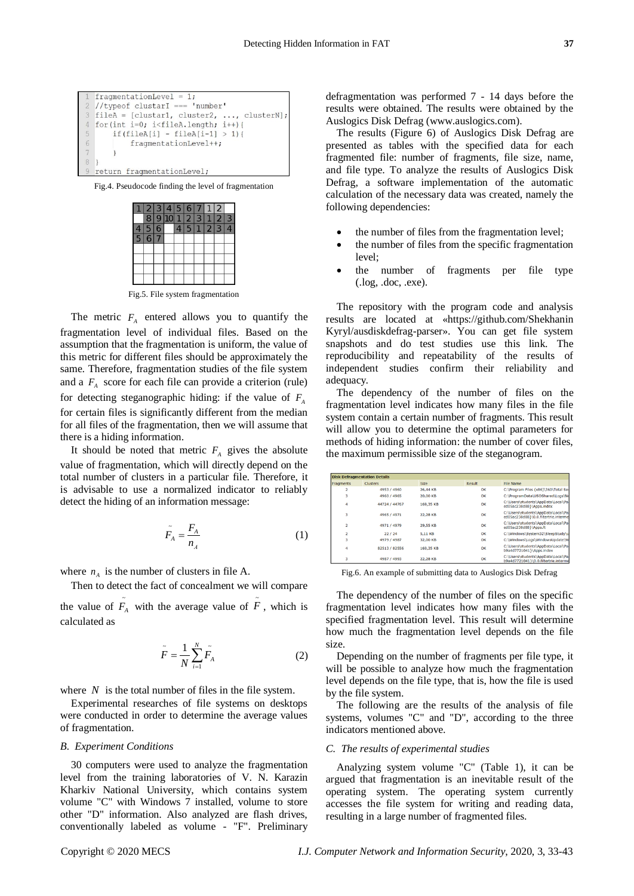```
1 fragmentationLevel = 1;
2 //typeof clusterI === 'number'
3 fileA = [cluster1, cluster2, ..., clusterN];
4 for(int i=0; i<fileA.length; i++){
5     if(fileA[i] - fileA[i-1] > 1){
6         fragmentationLevel++;
7     }
8 }
9 return fragmentationLevel;
```

Fig.4. Pseudocode finding the level of fragmentation

| 1 | 2 | 3 | 4 | 5 | 6 | 7 | 1 | 2 | |
|---|---|---|---|---|---|---|---|---|---|
| | 8 | 9 | 10 | 1 | 2 | 3 | 1 | 2 | 3 |
| 4 | 5 | 6 | | 4 | 5 | 1 | 2 | 3 | 4 |
| 5 | 6 | 7 | | | | | | | |
| | | | | | | | | | |
| | | | | | | | | | |
| | | | | | | | | | |

Fig.5. File system fragmentation

The metric $F_A$ entered allows you to quantify the fragmentation level of individual files. Based on the assumption that the fragmentation is uniform, the value of this metric for different files should be approximately the same. Therefore, fragmentation studies of the file system and a $F_A$ score for each file can provide a criterion (rule) for detecting steganographic hiding: if the value of $F_A$ for certain files is significantly different from the median for all files of the fragmentation, then we will assume that there is a hiding information.

It should be noted that metric $F_A$ gives the absolute value of fragmentation, which will directly depend on the total number of clusters in a particular file. Therefore, it is advisable to use a normalized indicator to reliably detect the hiding of an information message:

$$\tilde{F}_A = \frac{F_A}{n_A} \tag{1}$$

where $n_A$ is the number of clusters in file A.

Then to detect the fact of concealment we will compare the value of $\tilde{F}_A$ with the average value of $\tilde{F}$, which is calculated as

$$\tilde{F} = \frac{1}{N}\sum_{i=1}^{N}\tilde{F}_A \tag{2}$$

where $N$ is the total number of files in the file system.

Experimental researches of file systems on desktops were conducted in order to determine the average values of fragmentation.

### *B. Experiment Conditions*

30 computers were used to analyze the fragmentation level from the training laboratories of V. N. Karazin Kharkiv National University, which contains system volume "C" with Windows 7 installed, volume to store other "D" information. Also analyzed are flash drives, conventionally labeled as volume - "F". Preliminary defragmentation was performed 7 - 14 days before the results were obtained. The results were obtained by the Auslogics Disk Defrag (www.auslogics.com).

The results (Figure 6) of Auslogics Disk Defrag are presented as tables with the specified data for each fragmented file: number of fragments, file size, name, and file type. To analyze the results of Auslogics Disk Defrag, a software implementation of the automatic calculation of the necessary data was created, namely the following dependencies:

- the number of files from the fragmentation level;
- the number of files from the specific fragmentation level;
- the number of fragments per file type (.log, .doc, .exe).

The repository with the program code and analysis results are located at «https://github.com/ShekhaninKyryl/ausdiskdefrag-parser». You can get file system snapshots and do test studies use this link. The reproducibility and repeatability of the results of independent studies confirm their reliability and adequacy.

The dependency of the number of files on the fragmentation level indicates how many files in the file system contain a certain number of fragments. This result will allow you to determine the optimal parameters for methods of hiding information: the number of cover files, the maximum permissible size of the steganogram.

| Disk Defragmentation Details | | | | |
|---|---|---|---|---|
| Fragments | Clusters | Size | Result | File Name |
| 2 | 4953 / 4960 | 26,44 KB | OK | C:\Program Files (x86)\360\Total Se |
| 3 | 4960 / 4965 | 20,00 KB | OK | C:\ProgramData\USOShared\Logs\N |
| 4 | 44724 / 44767 | 169,35 KB | OK | C:\Users\students\AppData\Local\Pa ed05ac238d88}\Apps.index |
| 3 | 4965 / 4971 | 22,28 KB | OK | C:\Users\students\AppData\Local\Pa ed05ac238d88}\0.0.filtertrie.interme |
| 2 | 4971 / 4979 | 29,55 KB | OK | C:\Users\students\AppData\Local\Pa ed05ac238d88}\Apps.ft |
| 2 | 22 / 24 | 5,11 KB | OK | C:\Windows\System32\SleepStudy\u |
| 3 | 4979 / 4987 | 32,00 KB | OK | C:\Windows\Logs\WindowsUpdate\W |
| 4 | 82513 / 82556 | 169,35 KB | OK | C:\Users\students\AppData\Local\Pa b9a4d7721041}\Apps.index |
| 3 | 4987 / 4993 | 22,28 KB | OK | C:\Users\students\AppData\Local\Pa b9a4d7721041}\0.0.filtertrie.interme |

Fig.6. An example of submitting data to Auslogics Disk Defrag

The dependency of the number of files on the specific fragmentation level indicates how many files with the specified fragmentation level. This result will determine how much the fragmentation level depends on the file size.

Depending on the number of fragments per file type, it will be possible to analyze how much the fragmentation level depends on the file type, that is, how the file is used by the file system.

The following are the results of the analysis of file systems, volumes "C" and "D", according to the three indicators mentioned above.

### *C. The results of experimental studies*

Analyzing system volume "C" (Table 1), it can be argued that fragmentation is an inevitable result of the operating system. The operating system currently accesses the file system for writing and reading data, resulting in a large number of fragmented files.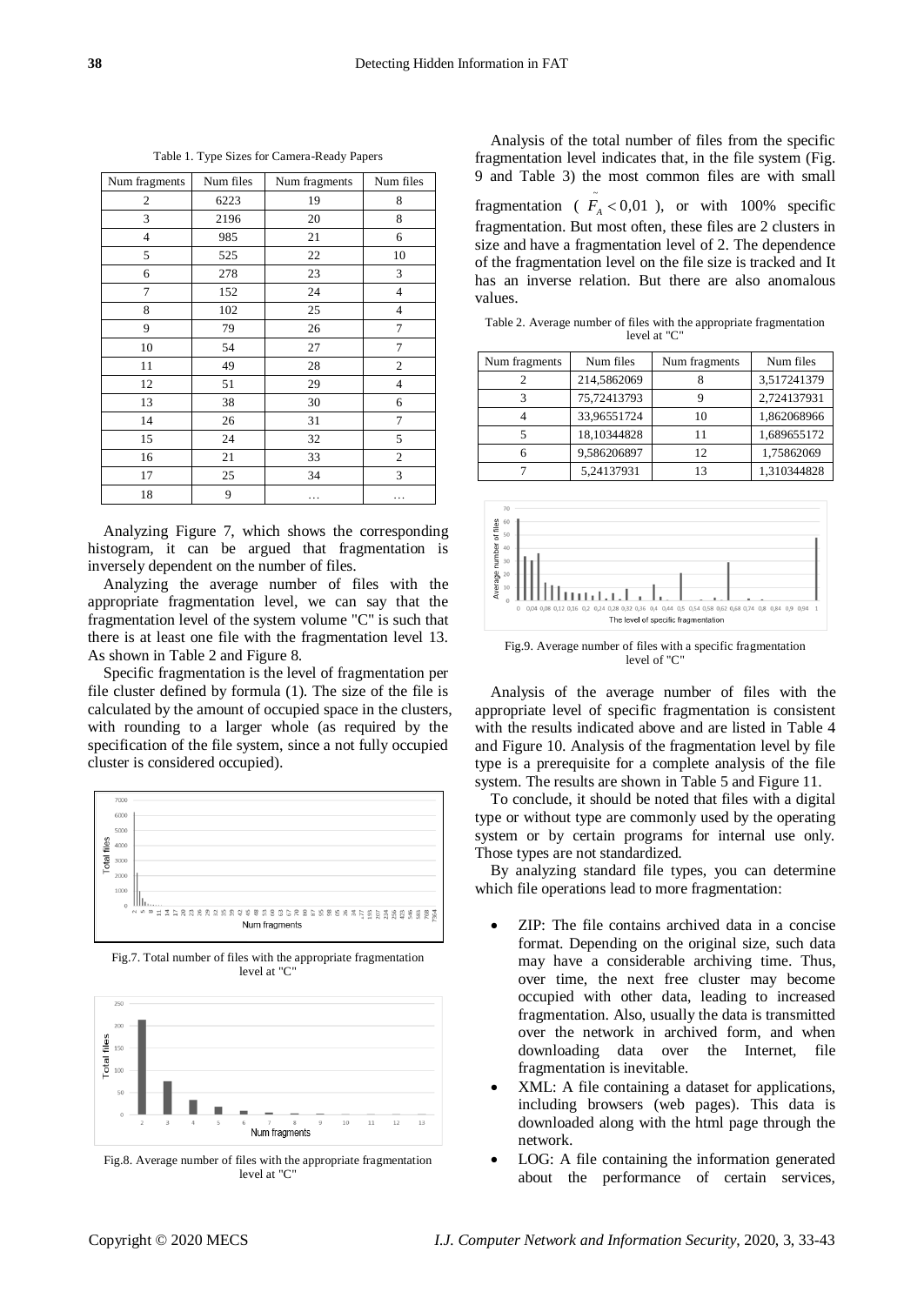Table 1. Type Sizes for Camera-Ready Papers

| Num fragments | Num files | Num fragments | Num files |
|---|---|---|---|
| 2 | 6223 | 19 | 8 |
| 3 | 2196 | 20 | 8 |
| 4 | 985 | 21 | 6 |
| 5 | 525 | 22 | 10 |
| 6 | 278 | 23 | 3 |
| 7 | 152 | 24 | 4 |
| 8 | 102 | 25 | 4 |
| 9 | 79 | 26 | 7 |
| 10 | 54 | 27 | 7 |
| 11 | 49 | 28 | 2 |
| 12 | 51 | 29 | 4 |
| 13 | 38 | 30 | 6 |
| 14 | 26 | 31 | 7 |
| 15 | 24 | 32 | 5 |
| 16 | 21 | 33 | 2 |
| 17 | 25 | 34 | 3 |
| 18 | 9 | … | … |

Analyzing Figure 7, which shows the corresponding histogram, it can be argued that fragmentation is inversely dependent on the number of files.

Analyzing the average number of files with the appropriate fragmentation level, we can say that the fragmentation level of the system volume "C" is such that there is at least one file with the fragmentation level 13. As shown in Table 2 and Figure 8.

Specific fragmentation is the level of fragmentation per file cluster defined by formula (1). The size of the file is calculated by the amount of occupied space in the clusters, with rounding to a larger whole (as required by the specification of the file system, since a not fully occupied cluster is considered occupied).

Fig.7. Total number of files with the appropriate fragmentation level at "C"

Fig.8. Average number of files with the appropriate fragmentation level at "C"

Analysis of the total number of files from the specific fragmentation level indicates that, in the file system (Fig. 9 and Table 3) the most common files are with small fragmentation ( $\tilde{F}_A < 0{,}01$ ), or with 100% specific fragmentation. But most often, these files are 2 clusters in size and have a fragmentation level of 2. The dependence of the fragmentation level on the file size is tracked and It has an inverse relation. But there are also anomalous values.

Table 2. Average number of files with the appropriate fragmentation level at "C"

| Num fragments | Num files | Num fragments | Num files |
|---|---|---|---|
| 2 | 214,5862069 | 8 | 3,517241379 |
| 3 | 75,72413793 | 9 | 2,724137931 |
| 4 | 33,96551724 | 10 | 1,862068966 |
| 5 | 18,10344828 | 11 | 1,689655172 |
| 6 | 9,586206897 | 12 | 1,75862069 |
| 7 | 5,24137931 | 13 | 1,310344828 |

Fig.9. Average number of files with a specific fragmentation level of "C"

Analysis of the average number of files with the appropriate level of specific fragmentation is consistent with the results indicated above and are listed in Table 4 and Figure 10. Analysis of the fragmentation level by file type is a prerequisite for a complete analysis of the file system. The results are shown in Table 5 and Figure 11.

To conclude, it should be noted that files with a digital type or without type are commonly used by the operating system or by certain programs for internal use only. Those types are not standardized.

By analyzing standard file types, you can determine which file operations lead to more fragmentation:

- ZIP: The file contains archived data in a concise format. Depending on the original size, such data may have a considerable archiving time. Thus, over time, the next free cluster may become occupied with other data, leading to increased fragmentation. Also, usually the data is transmitted over the network in archived form, and when downloading data over the Internet, file fragmentation is inevitable.
- XML: A file containing a dataset for applications, including browsers (web pages). This data is downloaded along with the html page through the network.
- LOG: A file containing the information generated about the performance of certain services,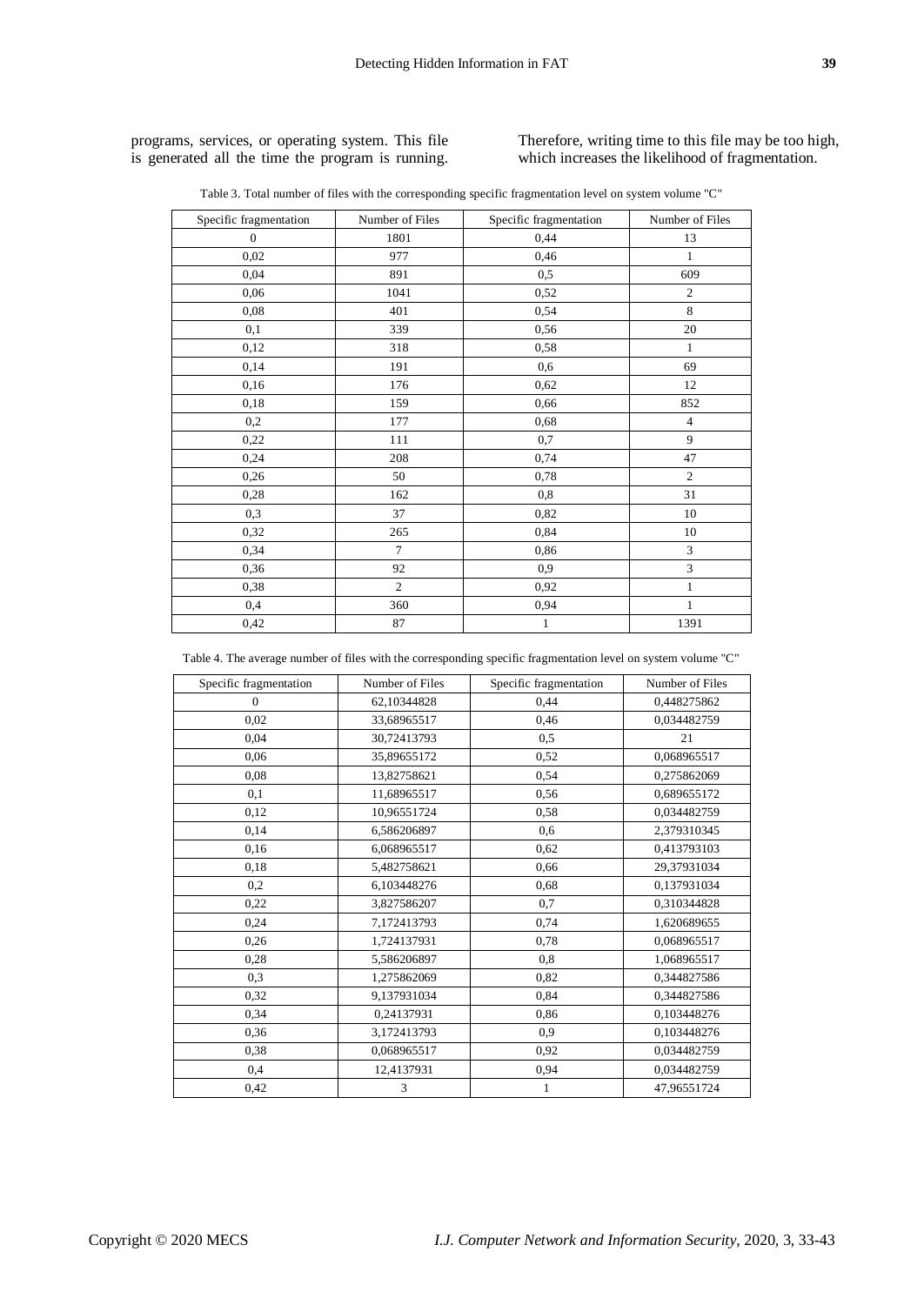programs, services, or operating system. This file is generated all the time the program is running. Therefore, writing time to this file may be too high, which increases the likelihood of fragmentation.

Table 3. Total number of files with the corresponding specific fragmentation level on system volume "C"

| Specific fragmentation | Number of Files | Specific fragmentation | Number of Files |
|---|---|---|---|
| 0 | 1801 | 0,44 | 13 |
| 0,02 | 977 | 0,46 | 1 |
| 0,04 | 891 | 0,5 | 609 |
| 0,06 | 1041 | 0,52 | 2 |
| 0,08 | 401 | 0,54 | 8 |
| 0,1 | 339 | 0,56 | 20 |
| 0,12 | 318 | 0,58 | 1 |
| 0,14 | 191 | 0,6 | 69 |
| 0,16 | 176 | 0,62 | 12 |
| 0,18 | 159 | 0,66 | 852 |
| 0,2 | 177 | 0,68 | 4 |
| 0,22 | 111 | 0,7 | 9 |
| 0,24 | 208 | 0,74 | 47 |
| 0,26 | 50 | 0,78 | 2 |
| 0,28 | 162 | 0,8 | 31 |
| 0,3 | 37 | 0,82 | 10 |
| 0,32 | 265 | 0,84 | 10 |
| 0,34 | 7 | 0,86 | 3 |
| 0,36 | 92 | 0,9 | 3 |
| 0,38 | 2 | 0,92 | 1 |
| 0,4 | 360 | 0,94 | 1 |
| 0,42 | 87 | 1 | 1391 |

Table 4. The average number of files with the corresponding specific fragmentation level on system volume "C"

| Specific fragmentation | Number of Files | Specific fragmentation | Number of Files |
|---|---|---|---|
| 0 | 62,10344828 | 0,44 | 0,448275862 |
| 0,02 | 33,68965517 | 0,46 | 0,034482759 |
| 0,04 | 30,72413793 | 0,5 | 21 |
| 0,06 | 35,89655172 | 0,52 | 0,068965517 |
| 0,08 | 13,82758621 | 0,54 | 0,275862069 |
| 0,1 | 11,68965517 | 0,56 | 0,689655172 |
| 0,12 | 10,96551724 | 0,58 | 0,034482759 |
| 0,14 | 6,586206897 | 0,6 | 2,379310345 |
| 0,16 | 6,068965517 | 0,62 | 0,413793103 |
| 0,18 | 5,482758621 | 0,66 | 29,37931034 |
| 0,2 | 6,103448276 | 0,68 | 0,137931034 |
| 0,22 | 3,827586207 | 0,7 | 0,310344828 |
| 0,24 | 7,172413793 | 0,74 | 1,620689655 |
| 0,26 | 1,724137931 | 0,78 | 0,068965517 |
| 0,28 | 5,586206897 | 0,8 | 1,068965517 |
| 0,3 | 1,275862069 | 0,82 | 0,344827586 |
| 0,32 | 9,137931034 | 0,84 | 0,344827586 |
| 0,34 | 0,24137931 | 0,86 | 0,103448276 |
| 0,36 | 3,172413793 | 0,9 | 0,103448276 |
| 0,38 | 0,068965517 | 0,92 | 0,034482759 |
| 0,4 | 12,4137931 | 0,94 | 0,034482759 |
| 0,42 | 3 | 1 | 47,96551724 |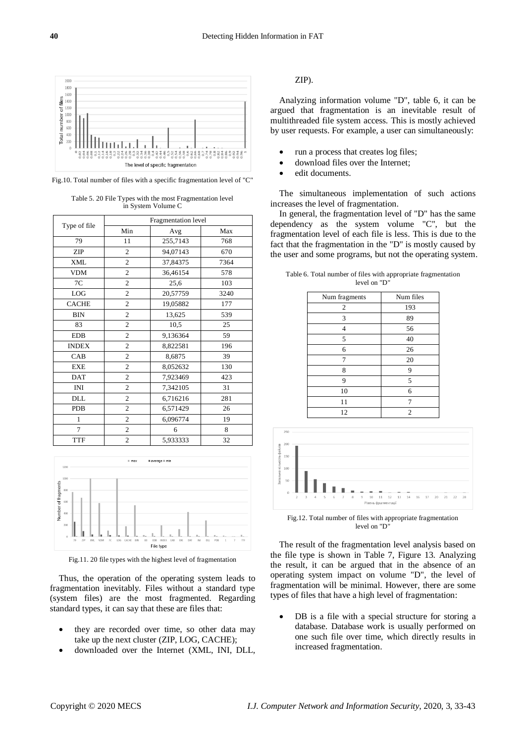Fig.10. Total number of files with a specific fragmentation level of "C"

Table 5. 20 File Types with the most Fragmentation level in System Volume C

| Type of file | Fragmentation level | | |
|---|---|---|---|
| | Min | Avg | Max |
| 79 | 11 | 255,7143 | 768 |
| ZIP | 2 | 94,07143 | 670 |
| XML | 2 | 37,84375 | 7364 |
| VDM | 2 | 36,46154 | 578 |
| 7C | 2 | 25,6 | 103 |
| LOG | 2 | 20,57759 | 3240 |
| CACHE | 2 | 19,05882 | 177 |
| BIN | 2 | 13,625 | 539 |
| 83 | 2 | 10,5 | 25 |
| EDB | 2 | 9,136364 | 59 |
| INDEX | 2 | 8,822581 | 196 |
| CAB | 2 | 8,6875 | 39 |
| EXE | 2 | 8,052632 | 130 |
| DAT | 2 | 7,923469 | 423 |
| INI | 2 | 7,342105 | 31 |
| DLL | 2 | 6,716216 | 281 |
| PDB | 2 | 6,571429 | 26 |
| 1 | 2 | 6,096774 | 19 |
| 7 | 2 | 6 | 8 |
| TTF | 2 | 5,933333 | 32 |

Fig.11. 20 file types with the highest level of fragmentation

Thus, the operation of the operating system leads to fragmentation inevitably. Files without a standard type (system files) are the most fragmented. Regarding standard types, it can say that these are files that:

- they are recorded over time, so other data may take up the next cluster (ZIP, LOG, CACHE);
- downloaded over the Internet (XML, INI, DLL, ZIP).

Analyzing information volume "D", table 6, it can be argued that fragmentation is an inevitable result of multithreaded file system access. This is mostly achieved by user requests. For example, a user can simultaneously:

- run a process that creates log files;
- download files over the Internet;
- edit documents.

The simultaneous implementation of such actions increases the level of fragmentation.

In general, the fragmentation level of "D" has the same dependency as the system volume "C", but the fragmentation level of each file is less. This is due to the fact that the fragmentation in the "D" is mostly caused by the user and some programs, but not the operating system.

Table 6. Total number of files with appropriate fragmentation level on "D"

| Num fragments | Num files |
|---|---|
| 2 | 193 |
| 3 | 89 |
| 4 | 56 |
| 5 | 40 |
| 6 | 26 |
| 7 | 20 |
| 8 | 9 |
| 9 | 5 |
| 10 | 6 |
| 11 | 7 |
| 12 | 2 |

Fig.12. Total number of files with appropriate fragmentation level on "D"

The result of the fragmentation level analysis based on the file type is shown in Table 7, Figure 13. Analyzing the result, it can be argued that in the absence of an operating system impact on volume "D", the level of fragmentation will be minimal. However, there are some types of files that have a high level of fragmentation:

- DB is a file with a special structure for storing a database. Database work is usually performed on one such file over time, which directly results in increased fragmentation.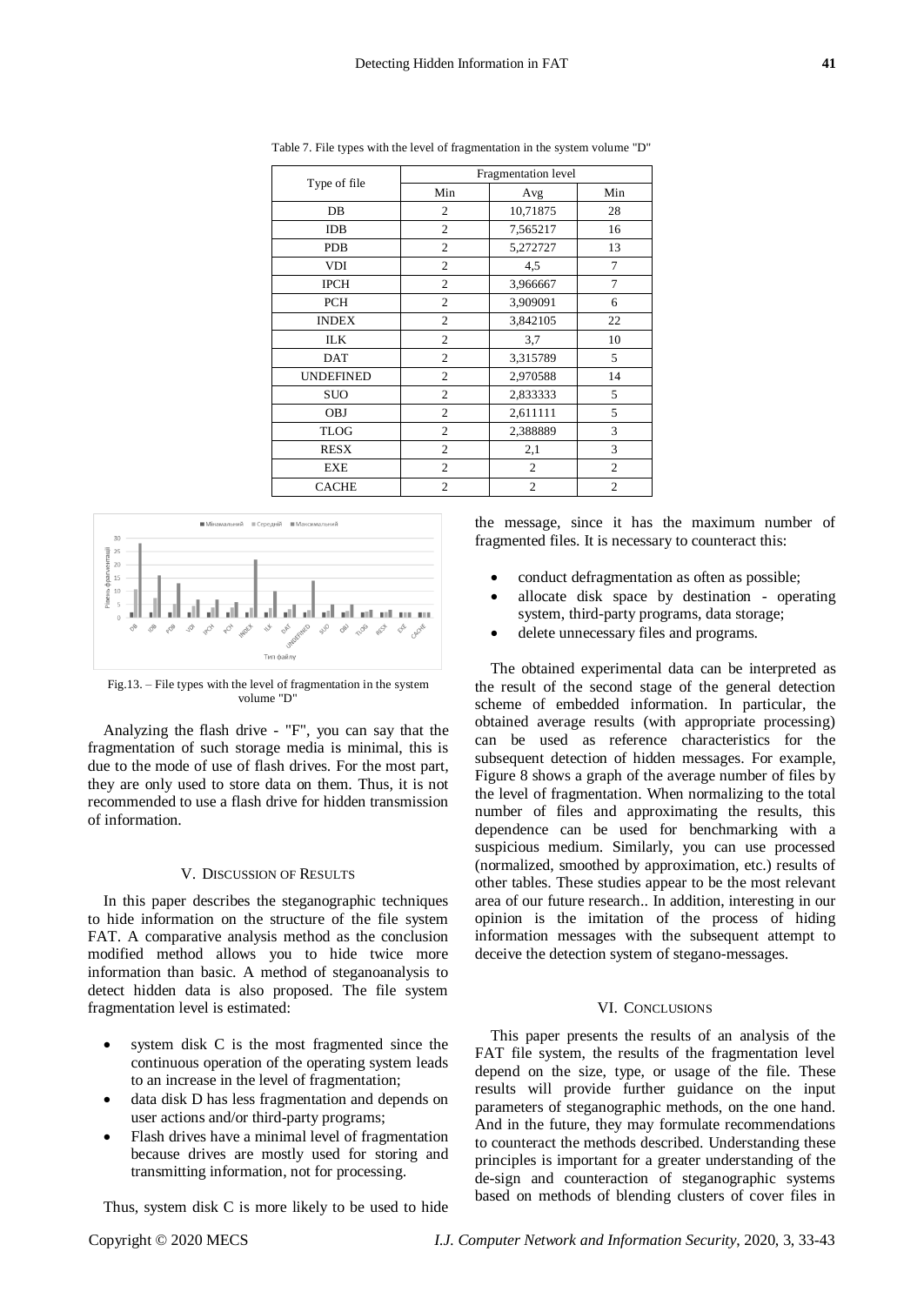Table 7. File types with the level of fragmentation in the system volume "D"

| Type of file | Fragmentation level | | |
|---|---|---|---|
| | Min | Avg | Min |
| DB | 2 | 10,71875 | 28 |
| IDB | 2 | 7,565217 | 16 |
| PDB | 2 | 5,272727 | 13 |
| VDI | 2 | 4,5 | 7 |
| IPCH | 2 | 3,966667 | 7 |
| PCH | 2 | 3,909091 | 6 |
| INDEX | 2 | 3,842105 | 22 |
| ILK | 2 | 3,7 | 10 |
| DAT | 2 | 3,315789 | 5 |
| UNDEFINED | 2 | 2,970588 | 14 |
| SUO | 2 | 2,833333 | 5 |
| OBJ | 2 | 2,611111 | 5 |
| TLOG | 2 | 2,388889 | 3 |
| RESX | 2 | 2,1 | 3 |
| EXE | 2 | 2 | 2 |
| CACHE | 2 | 2 | 2 |

Fig.13. – File types with the level of fragmentation in the system volume "D"

Analyzing the flash drive - "F", you can say that the fragmentation of such storage media is minimal, this is due to the mode of use of flash drives. For the most part, they are only used to store data on them. Thus, it is not recommended to use a flash drive for hidden transmission of information.

## V. Discussion of Results

In this paper describes the steganographic techniques to hide information on the structure of the file system FAT. A comparative analysis method as the conclusion modified method allows you to hide twice more information than basic. A method of steganoanalysis to detect hidden data is also proposed. The file system fragmentation level is estimated:

- system disk C is the most fragmented since the continuous operation of the operating system leads to an increase in the level of fragmentation;
- data disk D has less fragmentation and depends on user actions and/or third-party programs;
- Flash drives have a minimal level of fragmentation because drives are mostly used for storing and transmitting information, not for processing.

Thus, system disk C is more likely to be used to hide the message, since it has the maximum number of fragmented files. It is necessary to counteract this:

- conduct defragmentation as often as possible;
- allocate disk space by destination - operating system, third-party programs, data storage;
- delete unnecessary files and programs.

The obtained experimental data can be interpreted as the result of the second stage of the general detection scheme of embedded information. In particular, the obtained average results (with appropriate processing) can be used as reference characteristics for the subsequent detection of hidden messages. For example, Figure 8 shows a graph of the average number of files by the level of fragmentation. When normalizing to the total number of files and approximating the results, this dependence can be used for benchmarking with a suspicious medium. Similarly, you can use processed (normalized, smoothed by approximation, etc.) results of other tables. These studies appear to be the most relevant area of our future research.. In addition, interesting in our opinion is the imitation of the process of hiding information messages with the subsequent attempt to deceive the detection system of stegano-messages.

## VI. Conclusions

This paper presents the results of an analysis of the FAT file system, the results of the fragmentation level depend on the size, type, or usage of the file. These results will provide further guidance on the input parameters of steganographic methods, on the one hand. And in the future, they may formulate recommendations to counteract the methods described. Understanding these principles is important for a greater understanding of the de-sign and counteraction of steganographic systems based on methods of blending clusters of cover files in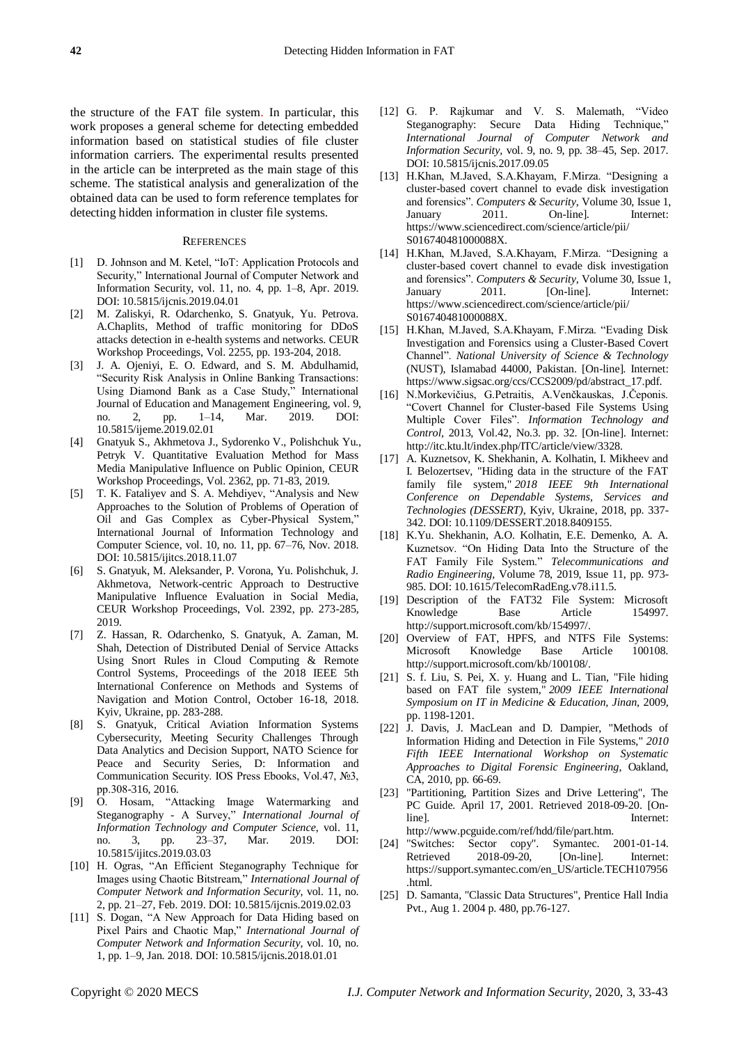the structure of the FAT file system. In particular, this work proposes a general scheme for detecting embedded information based on statistical studies of file cluster information carriers. The experimental results presented in the article can be interpreted as the main stage of this scheme. The statistical analysis and generalization of the obtained data can be used to form reference templates for detecting hidden information in cluster file systems.

## REFERENCES

[1] D. Johnson and M. Ketel, "IoT: Application Protocols and Security," International Journal of Computer Network and Information Security, vol. 11, no. 4, pp. 1–8, Apr. 2019. DOI: 10.5815/ijcnis.2019.04.01

[2] M. Zaliskyi, R. Odarchenko, S. Gnatyuk, Yu. Petrova. A.Chaplits, Method of traffic monitoring for DDoS attacks detection in e-health systems and networks. CEUR Workshop Proceedings, Vol. 2255, pp. 193-204, 2018.

[3] J. A. Ojeniyi, E. O. Edward, and S. M. Abdulhamid, "Security Risk Analysis in Online Banking Transactions: Using Diamond Bank as a Case Study," International Journal of Education and Management Engineering, vol. 9, no. 2, pp. 1–14, Mar. 2019. DOI: 10.5815/ijeme.2019.02.01

[4] Gnatyuk S., Akhmetova J., Sydorenko V., Polishchuk Yu., Petryk V. Quantitative Evaluation Method for Mass Media Manipulative Influence on Public Opinion, CEUR Workshop Proceedings, Vol. 2362, pp. 71-83, 2019.

[5] T. K. Fataliyev and S. A. Mehdiyev, "Analysis and New Approaches to the Solution of Problems of Operation of Oil and Gas Complex as Cyber-Physical System," International Journal of Information Technology and Computer Science, vol. 10, no. 11, pp. 67–76, Nov. 2018. DOI: 10.5815/ijitcs.2018.11.07

[6] S. Gnatyuk, M. Aleksander, P. Vorona, Yu. Polishchuk, J. Akhmetova, Network-centric Approach to Destructive Manipulative Influence Evaluation in Social Media, CEUR Workshop Proceedings, Vol. 2392, pp. 273-285, 2019.

[7] Z. Hassan, R. Odarchenko, S. Gnatyuk, A. Zaman, M. Shah, Detection of Distributed Denial of Service Attacks Using Snort Rules in Cloud Computing & Remote Control Systems, Proceedings of the 2018 IEEE 5th International Conference on Methods and Systems of Navigation and Motion Control, October 16-18, 2018. Kyiv, Ukraine, pp. 283-288.

[8] S. Gnatyuk, Critical Aviation Information Systems Cybersecurity, Meeting Security Challenges Through Data Analytics and Decision Support, NATO Science for Peace and Security Series, D: Information and Communication Security. IOS Press Ebooks, Vol.47, №3, pp.308-316, 2016.

[9] O. Hosam, "Attacking Image Watermarking and Steganography - A Survey," *International Journal of Information Technology and Computer Science*, vol. 11, no. 3, pp. 23–37, Mar. 2019. DOI: 10.5815/ijitcs.2019.03.03

[10] H. Ogras, "An Efficient Steganography Technique for Images using Chaotic Bitstream," *International Journal of Computer Network and Information Security*, vol. 11, no. 2, pp. 21–27, Feb. 2019. DOI: 10.5815/ijcnis.2019.02.03

[11] S. Dogan, "A New Approach for Data Hiding based on Pixel Pairs and Chaotic Map," *International Journal of Computer Network and Information Security*, vol. 10, no. 1, pp. 1–9, Jan. 2018. DOI: 10.5815/ijcnis.2018.01.01

[12] G. P. Rajkumar and V. S. Malemath, "Video Steganography: Secure Data Hiding Technique," *International Journal of Computer Network and Information Security*, vol. 9, no. 9, pp. 38–45, Sep. 2017. DOI: 10.5815/ijcnis.2017.09.05

[13] H.Khan, M.Javed, S.A.Khayam, F.Mirza. "Designing a cluster-based covert channel to evade disk investigation and forensics". *Computers & Security*, Volume 30, Issue 1, January 2011. On-line]. Internet: https://www.sciencedirect.com/science/article/pii/S016740481000088X.

[14] H.Khan, M.Javed, S.A.Khayam, F.Mirza. "Designing a cluster-based covert channel to evade disk investigation and forensics". *Computers & Security*, Volume 30, Issue 1, January 2011. [On-line]. Internet: https://www.sciencedirect.com/science/article/pii/S016740481000088X.

[15] H.Khan, M.Javed, S.A.Khayam, F.Mirza. "Evading Disk Investigation and Forensics using a Cluster-Based Covert Channel". *National University of Science & Technology* (NUST), Islamabad 44000, Pakistan. [On-line]. Internet: https://www.sigsac.org/ccs/CCS2009/pd/abstract_17.pdf.

[16] N.Morkevičius, G.Petraitis, A.Venčkauskas, J.Čeponis. "Covert Channel for Cluster-based File Systems Using Multiple Cover Files". *Information Technology and Control*, 2013, Vol.42, No.3. pp. 32. [On-line]. Internet: http://itc.ktu.lt/index.php/ITC/article/view/3328.

[17] A. Kuznetsov, K. Shekhanin, A. Kolhatin, I. Mikheev and I. Belozertsev, "Hiding data in the structure of the FAT family file system," *2018 IEEE 9th International Conference on Dependable Systems, Services and Technologies (DESSERT)*, Kyiv, Ukraine, 2018, pp. 337-342. DOI: 10.1109/DESSERT.2018.8409155.

[18] K.Yu. Shekhanin, A.O. Kolhatin, E.E. Demenko, A. A. Kuznetsov. "On Hiding Data Into the Structure of the FAT Family File System." *Telecommunications and Radio Engineering*, Volume 78, 2019, Issue 11, pp. 973-985. DOI: 10.1615/TelecomRadEng.v78.i11.5.

[19] Description of the FAT32 File System: Microsoft Knowledge Base Article 154997. http://support.microsoft.com/kb/154997/.

[20] Overview of FAT, HPFS, and NTFS File Systems: Microsoft Knowledge Base Article 100108. http://support.microsoft.com/kb/100108/.

[21] S. f. Liu, S. Pei, X. y. Huang and L. Tian, "File hiding based on FAT file system," *2009 IEEE International Symposium on IT in Medicine & Education, Jinan*, 2009, pp. 1198-1201.

[22] J. Davis, J. MacLean and D. Dampier, "Methods of Information Hiding and Detection in File Systems," *2010 Fifth IEEE International Workshop on Systematic Approaches to Digital Forensic Engineering*, Oakland, CA, 2010, pp. 66-69.

[23] "Partitioning, Partition Sizes and Drive Lettering", The PC Guide. April 17, 2001. Retrieved 2018-09-20. [On-line]. Internet: http://www.pcguide.com/ref/hdd/file/part.htm.

[24] "Switches: Sector copy". Symantec. 2001-01-14. Retrieved 2018-09-20, [On-line]. Internet: https://support.symantec.com/en_US/article.TECH107956.html.

[25] D. Samanta, "Classic Data Structures", Prentice Hall India Pvt., Aug 1. 2004 p. 480, pp.76-127.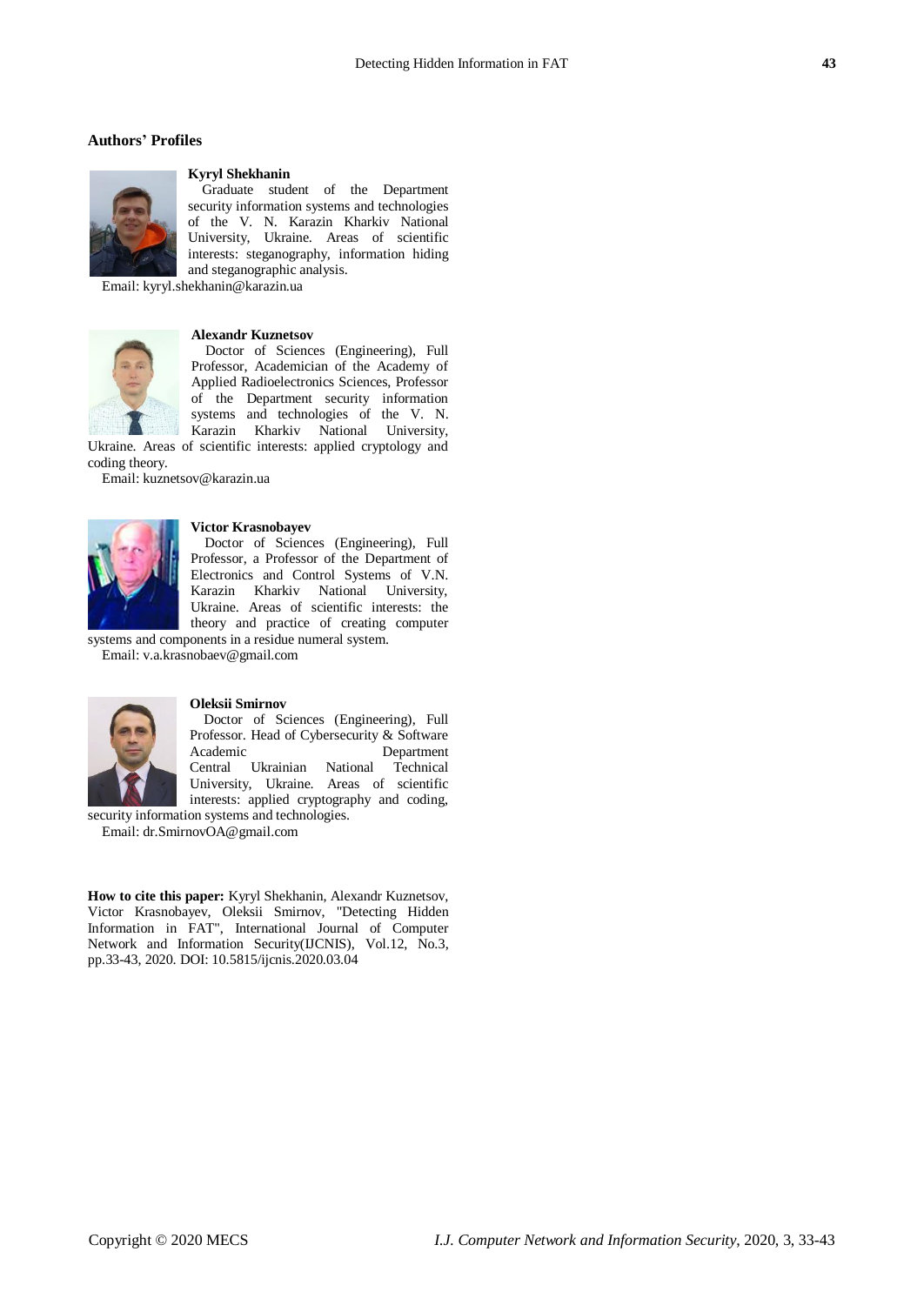**Authors' Profiles**

**Kyryl Shekhanin**
Graduate student of the Department security information systems and technologies of the V. N. Karazin Kharkiv National University, Ukraine. Areas of scientific interests: steganography, information hiding and steganographic analysis.
Email: kyryl.shekhanin@karazin.ua

**Alexandr Kuznetsov**
Doctor of Sciences (Engineering), Full Professor, Academician of the Academy of Applied Radioelectronics Sciences, Professor of the Department security information systems and technologies of the V. N. Karazin Kharkiv National University, Ukraine. Areas of scientific interests: applied cryptology and coding theory.
Email: kuznetsov@karazin.ua

**Victor Krasnobayev**
Doctor of Sciences (Engineering), Full Professor, a Professor of the Department of Electronics and Control Systems of V.N. Karazin Kharkiv National University, Ukraine. Areas of scientific interests: the theory and practice of creating computer systems and components in a residue numeral system.
Email: v.a.krasnobaev@gmail.com

**Oleksii Smirnov**
Doctor of Sciences (Engineering), Full Professor. Head of Cybersecurity & Software Academic Department Central Ukrainian National Technical University, Ukraine. Areas of scientific interests: applied cryptography and coding, security information systems and technologies.
Email: dr.SmirnovOA@gmail.com

**How to cite this paper:** Kyryl Shekhanin, Alexandr Kuznetsov, Victor Krasnobayev, Oleksii Smirnov, "Detecting Hidden Information in FAT", International Journal of Computer Network and Information Security(IJCNIS), Vol.12, No.3, pp.33-43, 2020. DOI: 10.5815/ijcnis.2020.03.04